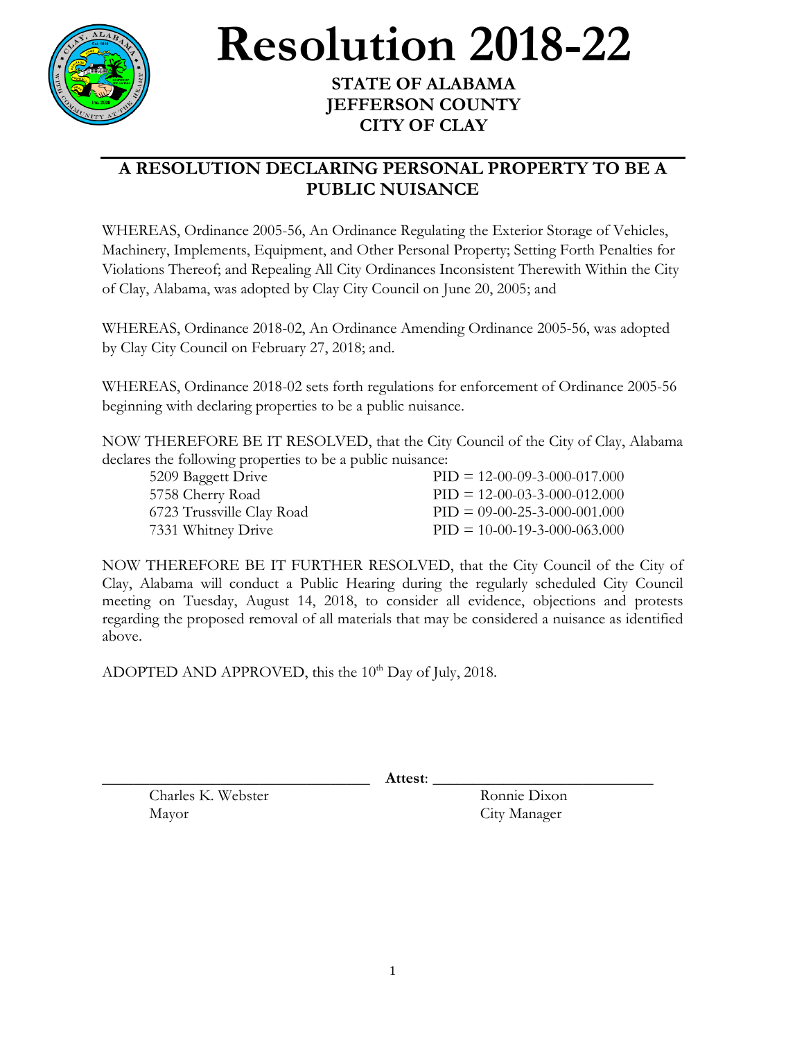# Resolution 2018-22

**STATE OF ALABAMA**
**JEFFERSON COUNTY**
**CITY OF CLAY**

## A RESOLUTION DECLARING PERSONAL PROPERTY TO BE A PUBLIC NUISANCE

WHEREAS, Ordinance 2005-56, An Ordinance Regulating the Exterior Storage of Vehicles, Machinery, Implements, Equipment, and Other Personal Property; Setting Forth Penalties for Violations Thereof; and Repealing All City Ordinances Inconsistent Therewith Within the City of Clay, Alabama, was adopted by Clay City Council on June 20, 2005; and

WHEREAS, Ordinance 2018-02, An Ordinance Amending Ordinance 2005-56, was adopted by Clay City Council on February 27, 2018; and.

WHEREAS, Ordinance 2018-02 sets forth regulations for enforcement of Ordinance 2005-56 beginning with declaring properties to be a public nuisance.

NOW THEREFORE BE IT RESOLVED, that the City Council of the City of Clay, Alabama declares the following properties to be a public nuisance:

| | |
|---|---|
| 5209 Baggett Drive | PID = 12-00-09-3-000-017.000 |
| 5758 Cherry Road | PID = 12-00-03-3-000-012.000 |
| 6723 Trussville Clay Road | PID = 09-00-25-3-000-001.000 |
| 7331 Whitney Drive | PID = 10-00-19-3-000-063.000 |

NOW THEREFORE BE IT FURTHER RESOLVED, that the City Council of the City of Clay, Alabama will conduct a Public Hearing during the regularly scheduled City Council meeting on Tuesday, August 14, 2018, to consider all evidence, objections and protests regarding the proposed removal of all materials that may be considered a nuisance as identified above.

ADOPTED AND APPROVED, this the 10th Day of July, 2018.

\_\_\_\_\_\_\_\_\_\_\_\_\_\_\_\_\_\_\_\_\_\_\_\_\_\_\_\_\_\_ **Attest**: \_\_\_\_\_\_\_\_\_\_\_\_\_\_\_\_\_\_\_\_\_\_\_\_\_\_\_\_\_\_

Charles K. Webster
Mayor

Ronnie Dixon
City Manager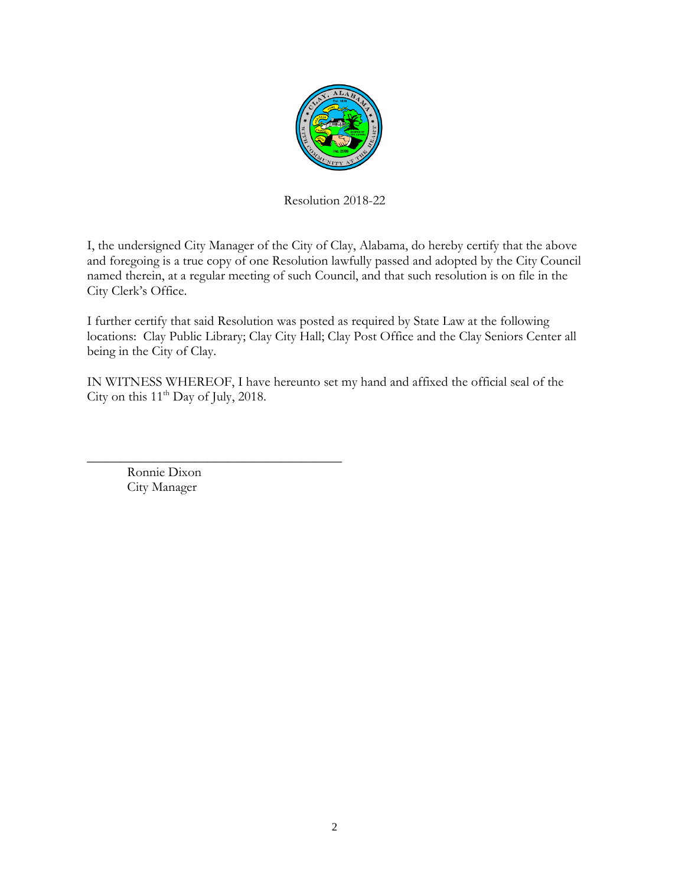Resolution 2018-22

I, the undersigned City Manager of the City of Clay, Alabama, do hereby certify that the above and foregoing is a true copy of one Resolution lawfully passed and adopted by the City Council named therein, at a regular meeting of such Council, and that such resolution is on file in the City Clerk's Office.

I further certify that said Resolution was posted as required by State Law at the following locations: Clay Public Library; Clay City Hall; Clay Post Office and the Clay Seniors Center all being in the City of Clay.

IN WITNESS WHEREOF, I have hereunto set my hand and affixed the official seal of the City on this 11th Day of July, 2018.

\_\_\_\_\_\_\_\_\_\_\_\_\_\_\_\_\_\_\_\_\_\_\_\_\_\_\_\_\_\_\_\_\_\_\_\_\_\_\_\_

Ronnie Dixon
City Manager